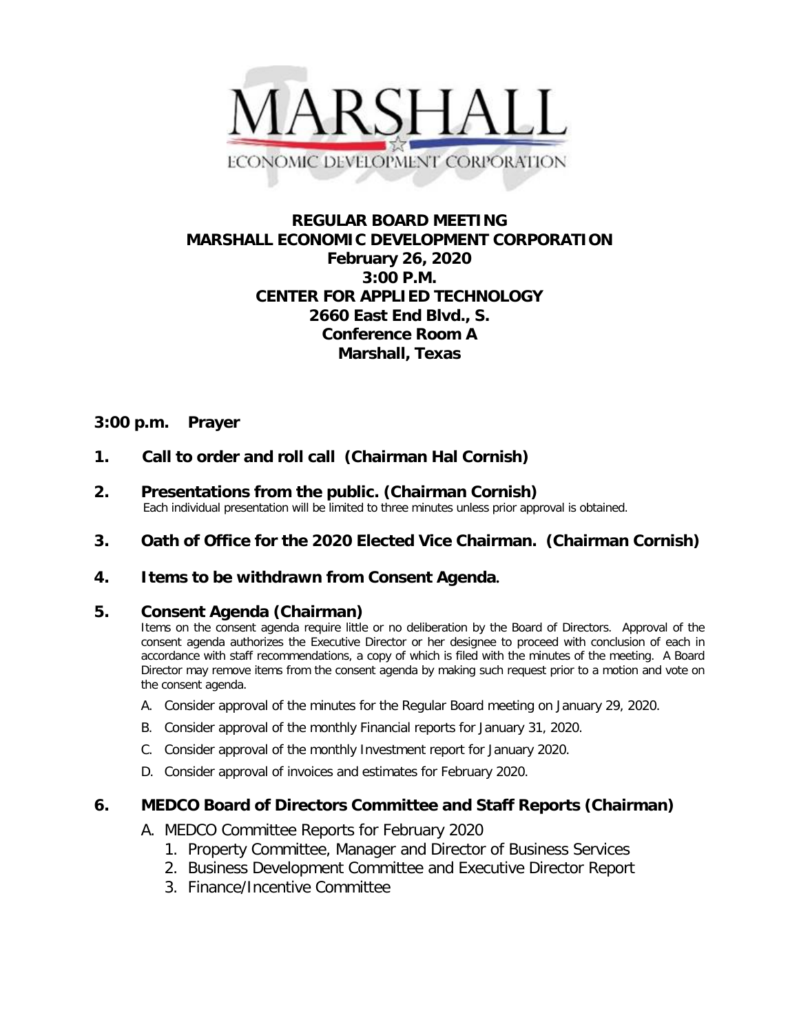MARSHALL
ECONOMIC DEVELOPMENT CORPORATION

# REGULAR BOARD MEETING
# MARSHALL ECONOMIC DEVELOPMENT CORPORATION

**February 26, 2020**
**3:00 P.M.**
**CENTER FOR APPLIED TECHNOLOGY**
**2660 East End Blvd., S.**
**Conference Room A**
**Marshall, Texas**

**3:00 p.m. Prayer**

**1. Call to order and roll call (Chairman Hal Cornish)**

**2. Presentations from the public. (Chairman Cornish)**
Each individual presentation will be limited to three minutes unless prior approval is obtained.

**3. Oath of Office for the 2020 Elected Vice Chairman. (Chairman Cornish)**

**4. Items to be withdrawn from Consent Agenda.**

**5. Consent Agenda (Chairman)**
Items on the consent agenda require little or no deliberation by the Board of Directors. Approval of the consent agenda authorizes the Executive Director or her designee to proceed with conclusion of each in accordance with staff recommendations, a copy of which is filed with the minutes of the meeting. A Board Director may remove items from the consent agenda by making such request prior to a motion and vote on the consent agenda.

A. Consider approval of the minutes for the Regular Board meeting on January 29, 2020.
B. Consider approval of the monthly Financial reports for January 31, 2020.
C. Consider approval of the monthly Investment report for January 2020.
D. Consider approval of invoices and estimates for February 2020.

**6. MEDCO Board of Directors Committee and Staff Reports (Chairman)**

A. MEDCO Committee Reports for February 2020
   1. Property Committee, Manager and Director of Business Services
   2. Business Development Committee and Executive Director Report
   3. Finance/Incentive Committee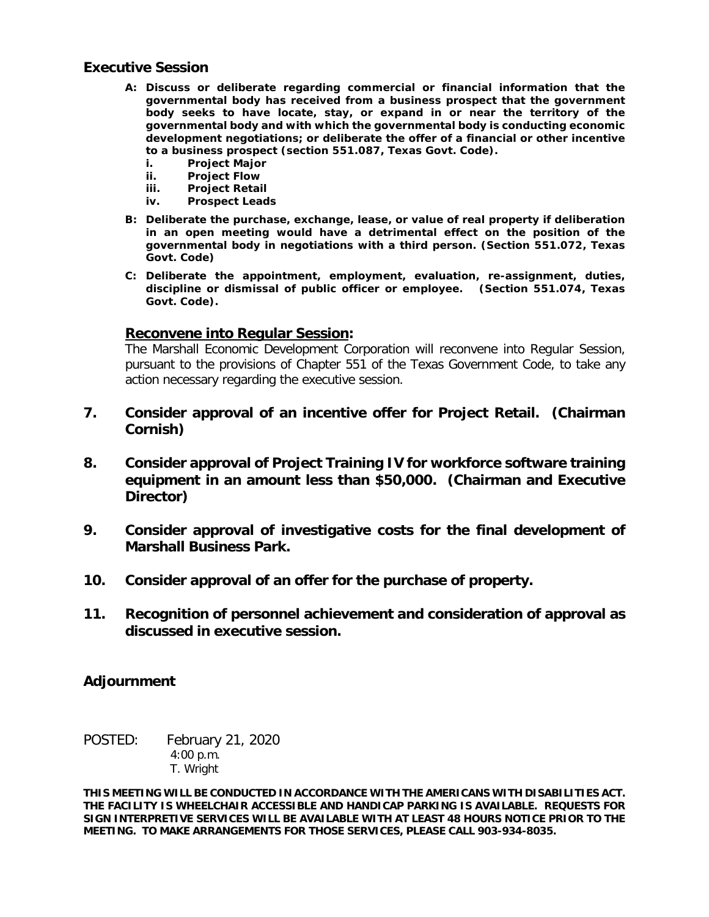## Executive Session

**A: Discuss or deliberate regarding commercial or financial information that the governmental body has received from a business prospect that the government body seeks to have locate, stay, or expand in or near the territory of the governmental body and with which the governmental body is conducting economic development negotiations; or deliberate the offer of a financial or other incentive to a business prospect (section 551.087, Texas Govt. Code).**

- **i. Project Major**
- **ii. Project Flow**
- **iii. Project Retail**
- **iv. Prospect Leads**

**B: Deliberate the purchase, exchange, lease, or value of real property if deliberation in an open meeting would have a detrimental effect on the position of the governmental body in negotiations with a third person. (Section 551.072, Texas Govt. Code)**

**C: Deliberate the appointment, employment, evaluation, re-assignment, duties, discipline or dismissal of public officer or employee. (Section 551.074, Texas Govt. Code).**

### Reconvene into Regular Session:

The Marshall Economic Development Corporation will reconvene into Regular Session, pursuant to the provisions of Chapter 551 of the Texas Government Code, to take any action necessary regarding the executive session.

7. **Consider approval of an incentive offer for Project Retail. (Chairman Cornish)**

8. **Consider approval of Project Training IV for workforce software training equipment in an amount less than $50,000. (Chairman and Executive Director)**

9. **Consider approval of investigative costs for the final development of Marshall Business Park.**

10. **Consider approval of an offer for the purchase of property.**

11. **Recognition of personnel achievement and consideration of approval as discussed in executive session.**

## Adjournment

POSTED: February 21, 2020
4:00 p.m.
T. Wright

**THIS MEETING WILL BE CONDUCTED IN ACCORDANCE WITH THE AMERICANS WITH DISABILITIES ACT. THE FACILITY IS WHEELCHAIR ACCESSIBLE AND HANDICAP PARKING IS AVAILABLE. REQUESTS FOR SIGN INTERPRETIVE SERVICES WILL BE AVAILABLE WITH AT LEAST 48 HOURS NOTICE PRIOR TO THE MEETING. TO MAKE ARRANGEMENTS FOR THOSE SERVICES, PLEASE CALL 903-934-8035.**